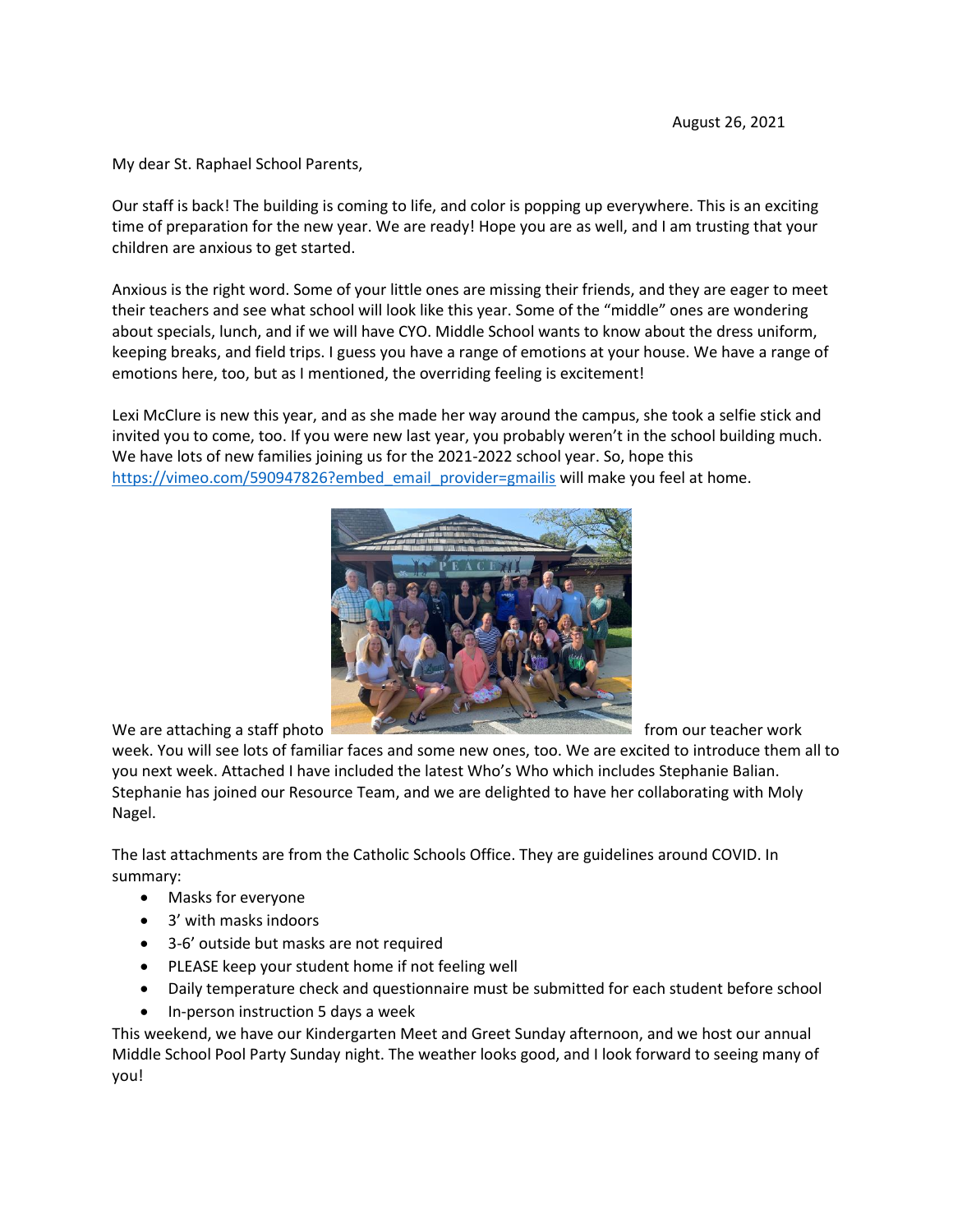August 26, 2021

My dear St. Raphael School Parents,

Our staff is back! The building is coming to life, and color is popping up everywhere. This is an exciting time of preparation for the new year. We are ready! Hope you are as well, and I am trusting that your children are anxious to get started.

Anxious is the right word. Some of your little ones are missing their friends, and they are eager to meet their teachers and see what school will look like this year. Some of the "middle" ones are wondering about specials, lunch, and if we will have CYO. Middle School wants to know about the dress uniform, keeping breaks, and field trips. I guess you have a range of emotions at your house. We have a range of emotions here, too, but as I mentioned, the overriding feeling is excitement!

Lexi McClure is new this year, and as she made her way around the campus, she took a selfie stick and invited you to come, too. If you were new last year, you probably weren't in the school building much. We have lots of new families joining us for the 2021-2022 school year. So, hope this https://vimeo.com/590947826?embed_email_provider=gmailis will make you feel at home.

We are attaching a staff photo from our teacher work week. You will see lots of familiar faces and some new ones, too. We are excited to introduce them all to you next week. Attached I have included the latest Who's Who which includes Stephanie Balian. Stephanie has joined our Resource Team, and we are delighted to have her collaborating with Moly Nagel.

The last attachments are from the Catholic Schools Office. They are guidelines around COVID. In summary:

- Masks for everyone
- 3' with masks indoors
- 3-6' outside but masks are not required
- PLEASE keep your student home if not feeling well
- Daily temperature check and questionnaire must be submitted for each student before school
- In-person instruction 5 days a week

This weekend, we have our Kindergarten Meet and Greet Sunday afternoon, and we host our annual Middle School Pool Party Sunday night. The weather looks good, and I look forward to seeing many of you!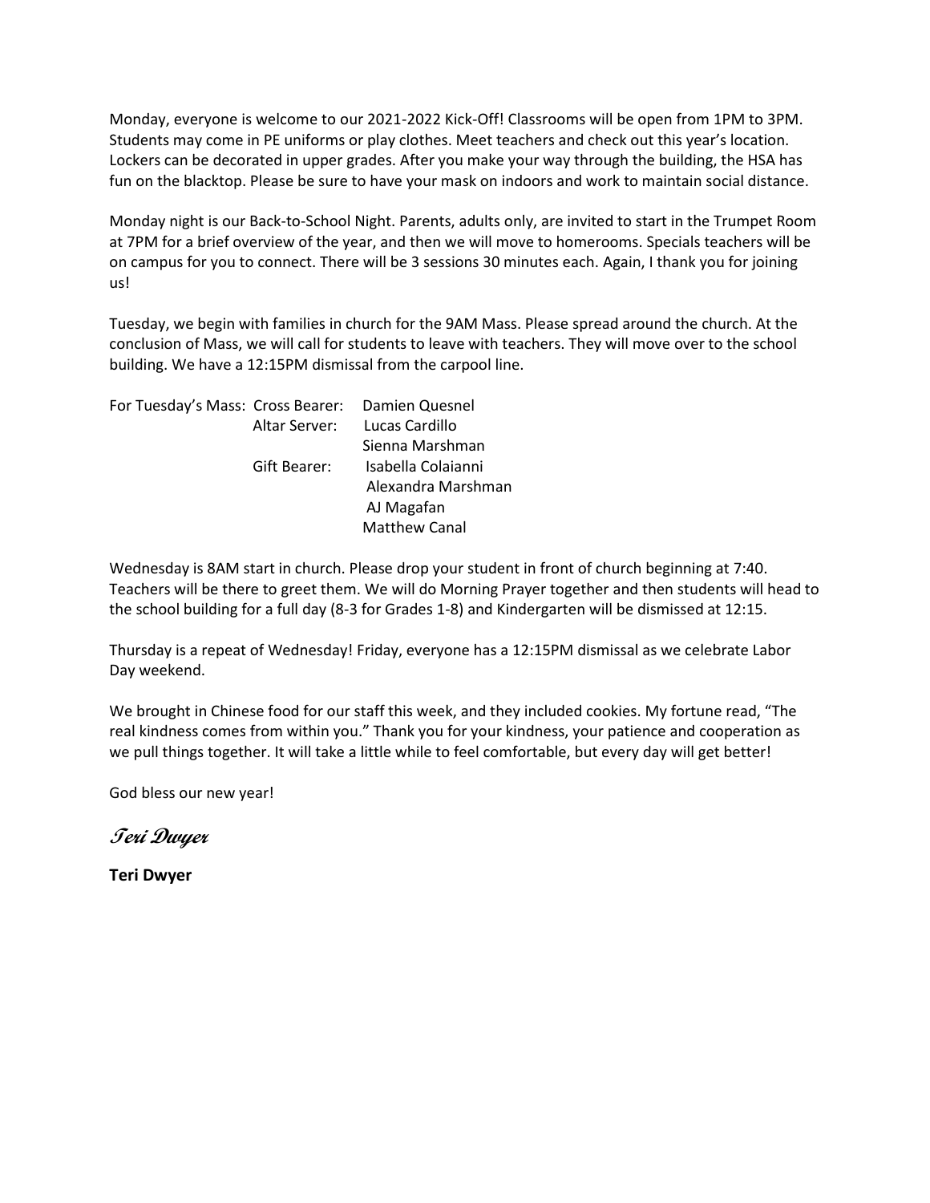Monday, everyone is welcome to our 2021-2022 Kick-Off! Classrooms will be open from 1PM to 3PM. Students may come in PE uniforms or play clothes. Meet teachers and check out this year's location. Lockers can be decorated in upper grades. After you make your way through the building, the HSA has fun on the blacktop. Please be sure to have your mask on indoors and work to maintain social distance.

Monday night is our Back-to-School Night. Parents, adults only, are invited to start in the Trumpet Room at 7PM for a brief overview of the year, and then we will move to homerooms. Specials teachers will be on campus for you to connect. There will be 3 sessions 30 minutes each. Again, I thank you for joining us!

Tuesday, we begin with families in church for the 9AM Mass. Please spread around the church. At the conclusion of Mass, we will call for students to leave with teachers. They will move over to the school building. We have a 12:15PM dismissal from the carpool line.

| | | |
|---|---|---|
| For Tuesday's Mass: | Cross Bearer: | Damien Quesnel |
| | Altar Server: | Lucas Cardillo |
| | | Sienna Marshman |
| | Gift Bearer: | Isabella Colaianni |
| | | Alexandra Marshman |
| | | AJ Magafan |
| | | Matthew Canal |

Wednesday is 8AM start in church. Please drop your student in front of church beginning at 7:40. Teachers will be there to greet them. We will do Morning Prayer together and then students will head to the school building for a full day (8-3 for Grades 1-8) and Kindergarten will be dismissed at 12:15.

Thursday is a repeat of Wednesday! Friday, everyone has a 12:15PM dismissal as we celebrate Labor Day weekend.

We brought in Chinese food for our staff this week, and they included cookies. My fortune read, "The real kindness comes from within you." Thank you for your kindness, your patience and cooperation as we pull things together. It will take a little while to feel comfortable, but every day will get better!

God bless our new year!

*Teri Dwyer*

**Teri Dwyer**